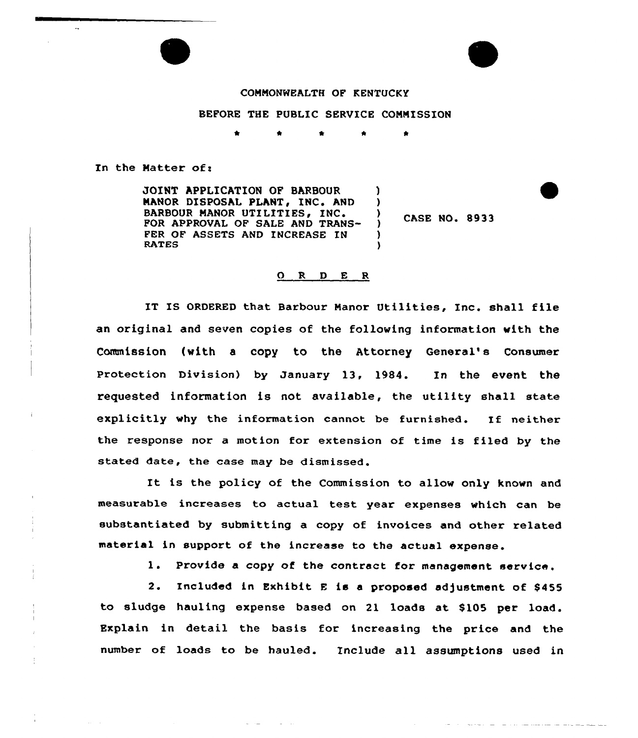COMMONWEALTH OF KENTUCKY

BEFORE THE PUBLIC SERVICE COMMISSION

\* \* \* \* \*

In the Matter of:

| | | |
|---|---|---|
| JOINT APPLICATION OF BARBOUR MANOR DISPOSAL PLANT, INC. AND BARBOUR MANOR UTILITIES, INC. FOR APPROVAL OF SALE AND TRANSFER OF ASSETS AND INCREASE IN RATES | ) | CASE NO. 8933 |

O R D E R

IT IS ORDERED that Barbour Manor Utilities, Inc. shall file an original and seven copies of the following information with the Commission (with a copy to the Attorney General's Consumer Protection Division) by January 13, 1984. In the event the requested information is not available, the utility shall state explicitly why the information cannot be furnished. If neither the response nor a motion for extension of time is filed by the stated date, the case may be dismissed.

It is the policy of the Commission to allow only known and measurable increases to actual test year expenses which can be substantiated by submitting a copy of invoices and other related material in support of the increase to the actual expense.

1. Provide a copy of the contract for management service.

2. Included in Exhibit E is a proposed adjustment of $455 to sludge hauling expense based on 21 loads at $105 per load. Explain in detail the basis for increasing the price and the number of loads to be hauled. Include all assumptions used in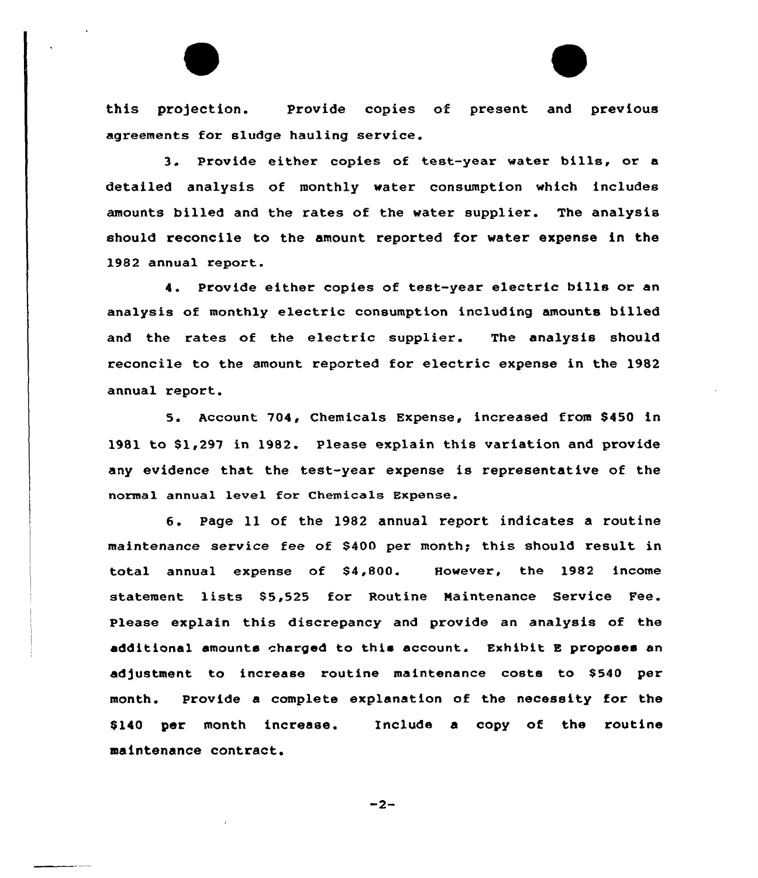this projection. Provide copies of present and previous agreements for sludge hauling service.

3. Provide either copies of test-year water bills, or a detailed analysis of monthly water consumption which includes amounts billed and the rates of the water supplier. The analysis should reconcile to the amount reported for water expense in the 1982 annual report.

4. Provide either copies of test-year electric bills or an analysis of monthly electric consumption including amounts billed and the rates of the electric supplier. The analysis should reconcile to the amount reported for electric expense in the 1982 annual report.

5. Account 704, Chemicals Expense, increased from $450 in 1981 to $1,297 in 1982. Please explain this variation and provide any evidence that the test-year expense is representative of the normal annual level for Chemicals Expense.

6. Page 11 of the 1982 annual report indicates a routine maintenance service fee of $400 per month; this should result in total annual expense of $4,800. However, the 1982 income statement lists $5,525 for Routine Maintenance Service Fee. Please explain this discrepancy and provide an analysis of the additional amounts charged to this account. Exhibit E proposes an adjustment to increase routine maintenance costs to $540 per month. Provide a complete explanation of the necessity for the $140 per month increase. Include a copy of the routine maintenance contract.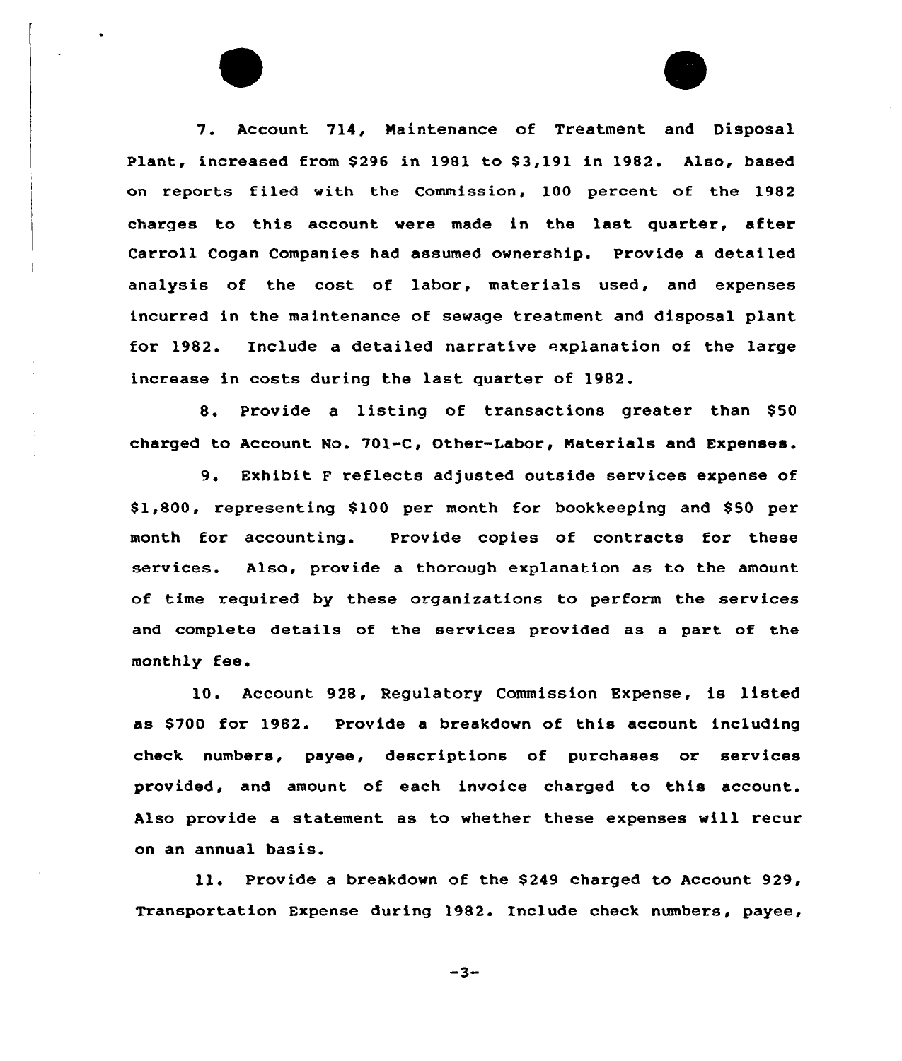7. Account 714, Maintenance of Treatment and Disposal Plant, increased from $296 in 1981 to $3,191 in 1982. Also, based on reports filed with the Commission, 100 percent of the 1982 charges to this account were made in the last quarter, after Carroll Cogan Companies had assumed ownership. Provide a detailed analysis of the cost of labor, materials used, and expenses incurred in the maintenance of sewage treatment and disposal plant for 1982. Include a detailed narrative explanation of the large increase in costs during the last quarter of 1982.

8. Provide a listing of transactions greater than $50 charged to Account No. 701-C, Other-Labor, Materials and Expenses.

9. Exhibit F reflects adjusted outside services expense of $1,800, representing $100 per month for bookkeeping and $50 per month for accounting. Provide copies of contracts for these services. Also, provide a thorough explanation as to the amount of time required by these organizations to perform the services and complete details of the services provided as a part of the monthly fee.

10. Account 928, Regulatory Commission Expense, is listed as $700 for 1982. Provide a breakdown of this account including check numbers, payee, descriptions of purchases or services provided, and amount of each invoice charged to this account. Also provide a statement as to whether these expenses will recur on an annual basis.

11. Provide a breakdown of the $249 charged to Account 929, Transportation Expense during 1982. Include check numbers, payee,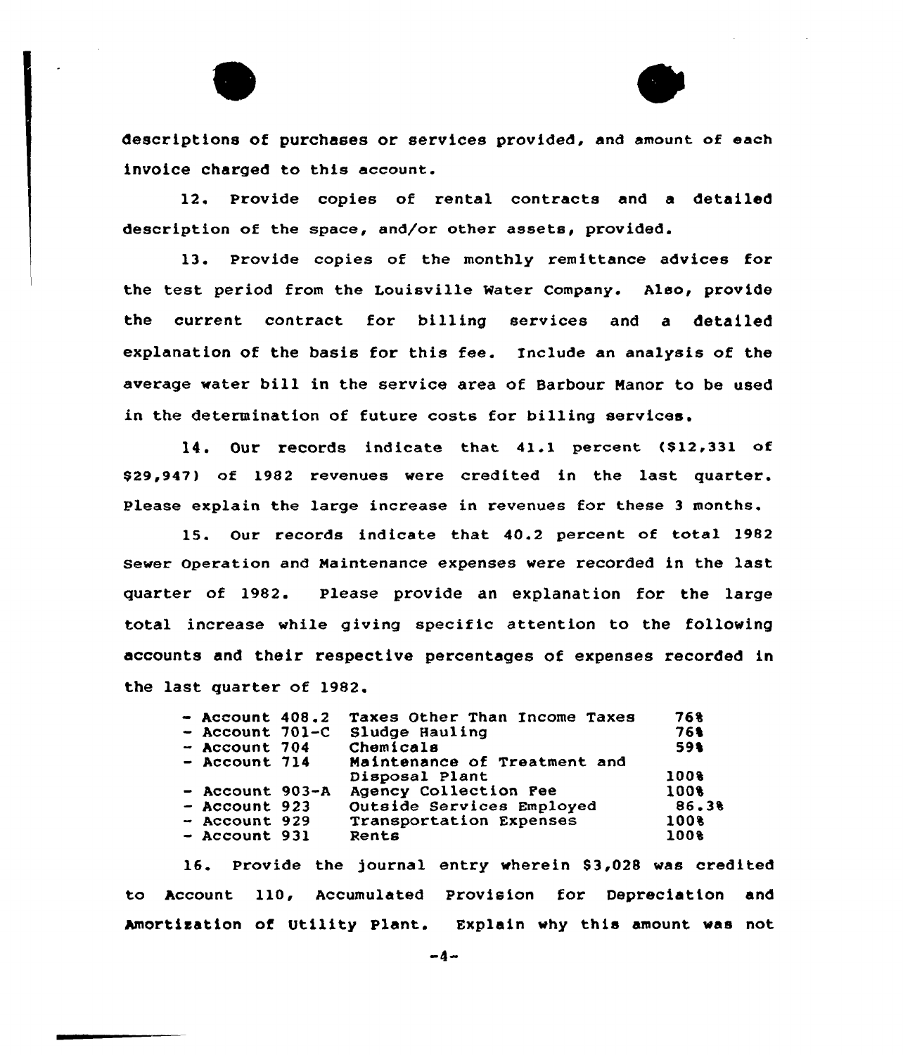descriptions of purchases or services provided, and amount of each invoice charged to this account.

12. Provide copies of rental contracts and a detailed description of the space, and/or other assets, provided.

13. Provide copies of the monthly remittance advices for the test period from the Louisville Water Company. Also, provide the current contract for billing services and a detailed explanation of the basis for this fee. Include an analysis of the average water bill in the service area of Barbour Manor to be used in the determination of future costs for billing services.

14. Our records indicate that 41.1 percent ($12,331 of $29,947) of 1982 revenues were credited in the last quarter. Please explain the large increase in revenues for these 3 months.

15. Our records indicate that 40.2 percent of total 1982 Sewer Operation and Maintenance expenses were recorded in the last quarter of 1982. Please provide an explanation for the large total increase while giving specific attention to the following accounts and their respective percentages of expenses recorded in the last quarter of 1982.

| | | |
|---|---|---|
| - Account 408.2 | Taxes Other Than Income Taxes | 76% |
| - Account 701-C | Sludge Hauling | 76% |
| - Account 704 | Chemicals | 59% |
| - Account 714 | Maintenance of Treatment and Disposal Plant | 100% |
| - Account 903-A | Agency Collection Fee | 100% |
| - Account 923 | Outside Services Employed | 86.3% |
| - Account 929 | Transportation Expenses | 100% |
| - Account 931 | Rents | 100% |

16. Provide the journal entry wherein $3,028 was credited to Account 110, Accumulated Provision for Depreciation and Amortization of Utility Plant. Explain why this amount was not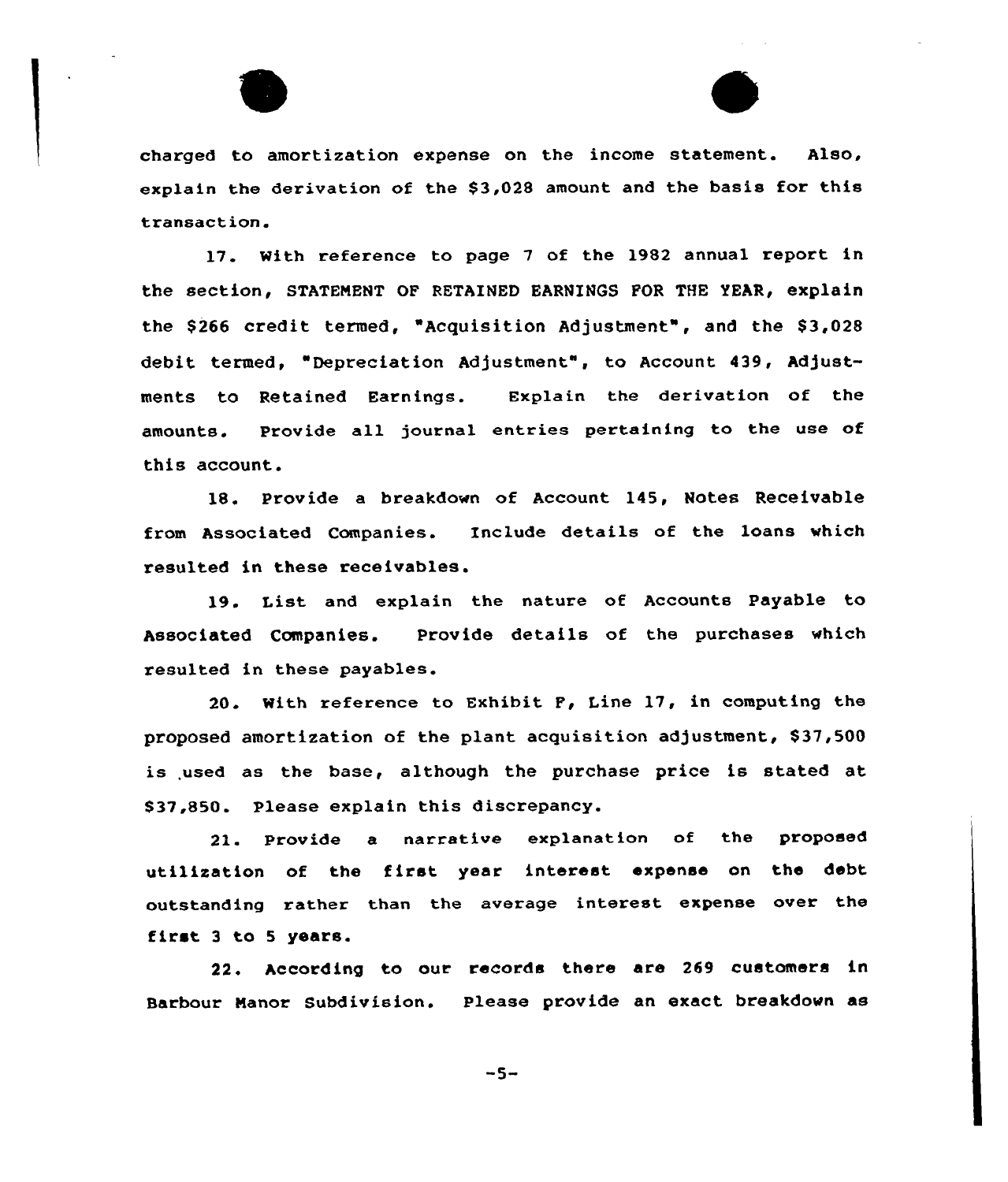charged to amortization expense on the income statement. Also, explain the derivation of the $3,028 amount and the basis for this transaction.

17. With reference to page 7 of the 1982 annual report in the section, STATEMENT OF RETAINED EARNINGS FOR THE YEAR, explain the $266 credit termed, "Acquisition Adjustment", and the $3,028 debit termed, "Depreciation Adjustment", to Account 439, Adjustments to Retained Earnings. Explain the derivation of the amounts. Provide all journal entries pertaining to the use of this account.

18. Provide a breakdown of Account 145, Notes Receivable from Associated Companies. Include details of the loans which resulted in these receivables.

19. List and explain the nature of Accounts Payable to Associated Companies. Provide details of the purchases which resulted in these payables.

20. With reference to Exhibit F, Line 17, in computing the proposed amortization of the plant acquisition adjustment, $37,500 is used as the base, although the purchase price is stated at $37,850. Please explain this discrepancy.

21. Provide a narrative explanation of the proposed utilization of the first year interest expense on the debt outstanding rather than the average interest expense over the first 3 to 5 years.

22. According to our records there are 269 customers in Barbour Manor Subdivision. Please provide an exact breakdown as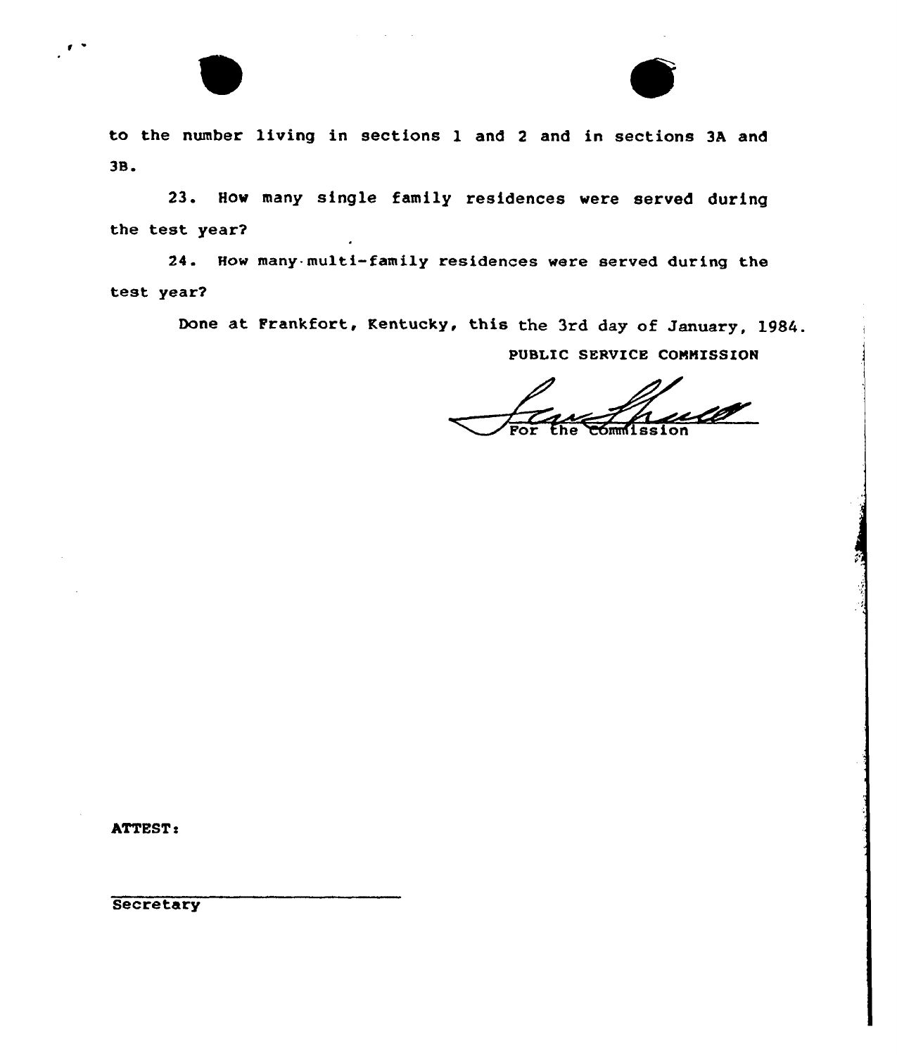to the number living in sections 1 and 2 and in sections 3A and 3B.

23. How many single family residences were served during the test year?

24. How many multi-family residences were served during the test year?

Done at Frankfort, Kentucky, this the 3rd day of January, 1984.

PUBLIC SERVICE COMMISSION

For the Commission

ATTEST:

Secretary